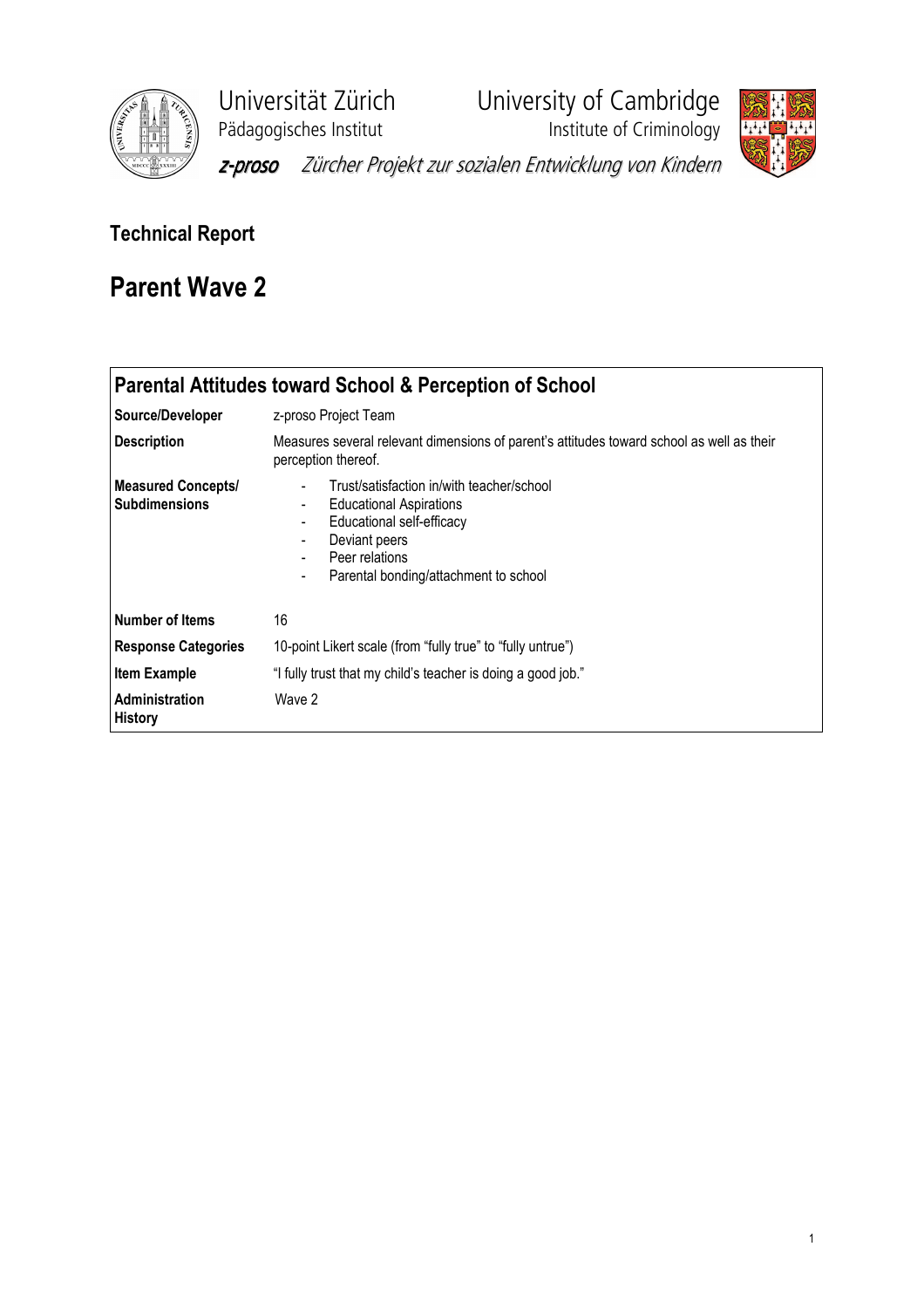Universität Zürich
Pädagogisches Institut

University of Cambridge
Institute of Criminology

*z-proso* *Zürcher Projekt zur sozialen Entwicklung von Kindern*

## Technical Report

# Parent Wave 2

| Parental Attitudes toward School & Perception of School | |
|---|---|
| **Source/Developer** | z-proso Project Team |
| **Description** | Measures several relevant dimensions of parent's attitudes toward school as well as their perception thereof. |
| **Measured Concepts/ Subdimensions** | - Trust/satisfaction in/with teacher/school<br>- Educational Aspirations<br>- Educational self-efficacy<br>- Deviant peers<br>- Peer relations<br>- Parental bonding/attachment to school |
| **Number of Items** | 16 |
| **Response Categories** | 10-point Likert scale (from "fully true" to "fully untrue") |
| **Item Example** | "I fully trust that my child's teacher is doing a good job." |
| **Administration History** | Wave 2 |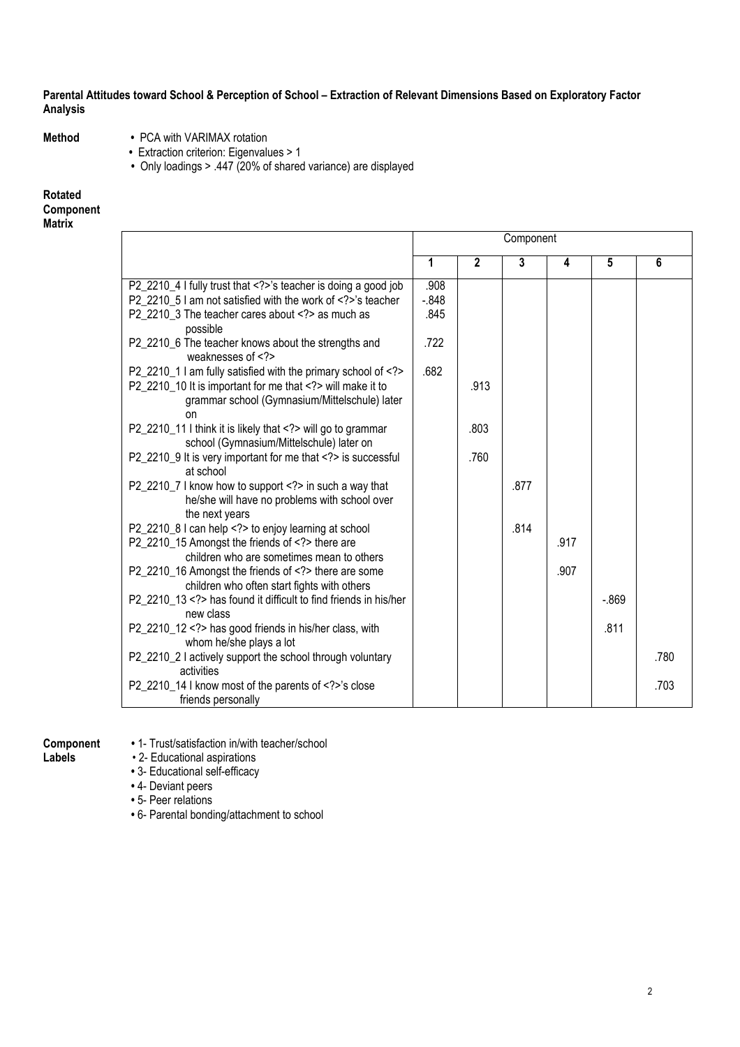**Parental Attitudes toward School & Perception of School – Extraction of Relevant Dimensions Based on Exploratory Factor Analysis**

**Method**

- PCA with VARIMAX rotation
- Extraction criterion: Eigenvalues > 1
- Only loadings > .447 (20% of shared variance) are displayed

**Rotated Component Matrix**

| | Component | | | | | |
|---|---|---|---|---|---|---|
| | 1 | 2 | 3 | 4 | 5 | 6 |
| P2_2210_4 I fully trust that <?>'s teacher is doing a good job | .908 | | | | | |
| P2_2210_5 I am not satisfied with the work of <?>'s teacher | -.848 | | | | | |
| P2_2210_3 The teacher cares about <?> as much as possible | .845 | | | | | |
| P2_2210_6 The teacher knows about the strengths and weaknesses of <?> | .722 | | | | | |
| P2_2210_1 I am fully satisfied with the primary school of <?> | .682 | | | | | |
| P2_2210_10 It is important for me that <?> will make it to grammar school (Gymnasium/Mittelschule) later on | | .913 | | | | |
| P2_2210_11 I think it is likely that <?> will go to grammar school (Gymnasium/Mittelschule) later on | | .803 | | | | |
| P2_2210_9 It is very important for me that <?> is successful at school | | .760 | | | | |
| P2_2210_7 I know how to support <?> in such a way that he/she will have no problems with school over the next years | | | .877 | | | |
| P2_2210_8 I can help <?> to enjoy learning at school | | | .814 | | | |
| P2_2210_15 Amongst the friends of <?> there are children who are sometimes mean to others | | | | .917 | | |
| P2_2210_16 Amongst the friends of <?> there are some children who often start fights with others | | | | .907 | | |
| P2_2210_13 <?> has found it difficult to find friends in his/her new class | | | | | -.869 | |
| P2_2210_12 <?> has good friends in his/her class, with whom he/she plays a lot | | | | | .811 | |
| P2_2210_2 I actively support the school through voluntary activities | | | | | | .780 |
| P2_2210_14 I know most of the parents of <?>'s close friends personally | | | | | | .703 |

**Component Labels**

- 1- Trust/satisfaction in/with teacher/school
- 2- Educational aspirations
- 3- Educational self-efficacy
- 4- Deviant peers
- 5- Peer relations
- 6- Parental bonding/attachment to school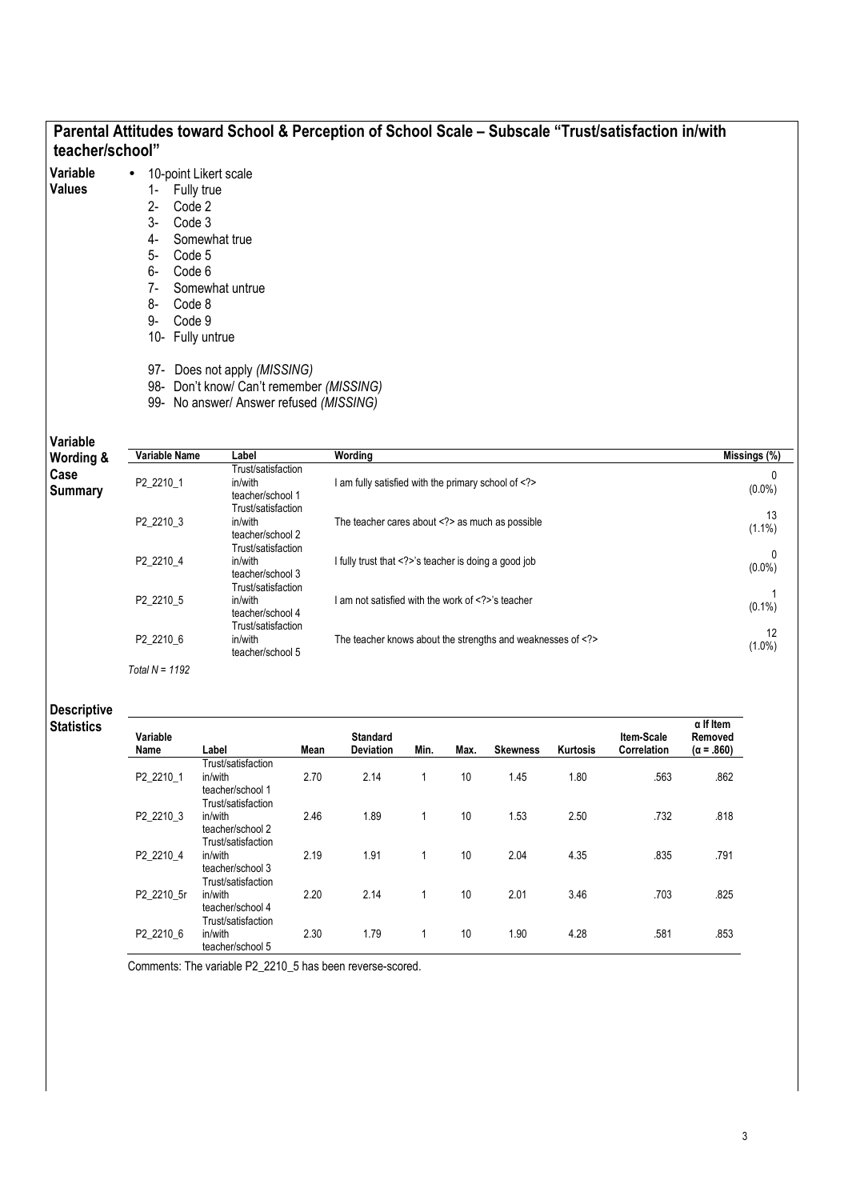## Parental Attitudes toward School & Perception of School Scale – Subscale "Trust/satisfaction in/with teacher/school"

**Variable Values**

- 10-point Likert scale
  1- Fully true
  2- Code 2
  3- Code 3
  4- Somewhat true
  5- Code 5
  6- Code 6
  7- Somewhat untrue
  8- Code 8
  9- Code 9
  10- Fully untrue

  97- Does not apply *(MISSING)*
  98- Don't know/ Can't remember *(MISSING)*
  99- No answer/ Answer refused *(MISSING)*

**Variable Wording & Case Summary**

| Variable Name | Label | Wording | Missings (%) |
|---|---|---|---|
| P2_2210_1 | Trust/satisfaction in/with teacher/school 1 | I am fully satisfied with the primary school of <?> | 0 (0.0%) |
| P2_2210_3 | Trust/satisfaction in/with teacher/school 2 | The teacher cares about <?> as much as possible | 13 (1.1%) |
| P2_2210_4 | Trust/satisfaction in/with teacher/school 3 | I fully trust that <?>'s teacher is doing a good job | 0 (0.0%) |
| P2_2210_5 | Trust/satisfaction in/with teacher/school 4 | I am not satisfied with the work of <?>'s teacher | 1 (0.1%) |
| P2_2210_6 | Trust/satisfaction in/with teacher/school 5 | The teacher knows about the strengths and weaknesses of <?> | 12 (1.0%) |

*Total N = 1192*

**Descriptive Statistics**

| Variable Name | Label | Mean | Standard Deviation | Min. | Max. | Skewness | Kurtosis | Item-Scale Correlation | α If Item Removed (α = .860) |
|---|---|---|---|---|---|---|---|---|---|
| P2_2210_1 | Trust/satisfaction in/with teacher/school 1 | 2.70 | 2.14 | 1 | 10 | 1.45 | 1.80 | .563 | .862 |
| P2_2210_3 | Trust/satisfaction in/with teacher/school 2 | 2.46 | 1.89 | 1 | 10 | 1.53 | 2.50 | .732 | .818 |
| P2_2210_4 | Trust/satisfaction in/with teacher/school 3 | 2.19 | 1.91 | 1 | 10 | 2.04 | 4.35 | .835 | .791 |
| P2_2210_5r | Trust/satisfaction in/with teacher/school 4 | 2.20 | 2.14 | 1 | 10 | 2.01 | 3.46 | .703 | .825 |
| P2_2210_6 | Trust/satisfaction in/with teacher/school 5 | 2.30 | 1.79 | 1 | 10 | 1.90 | 4.28 | .581 | .853 |

Comments: The variable P2_2210_5 has been reverse-scored.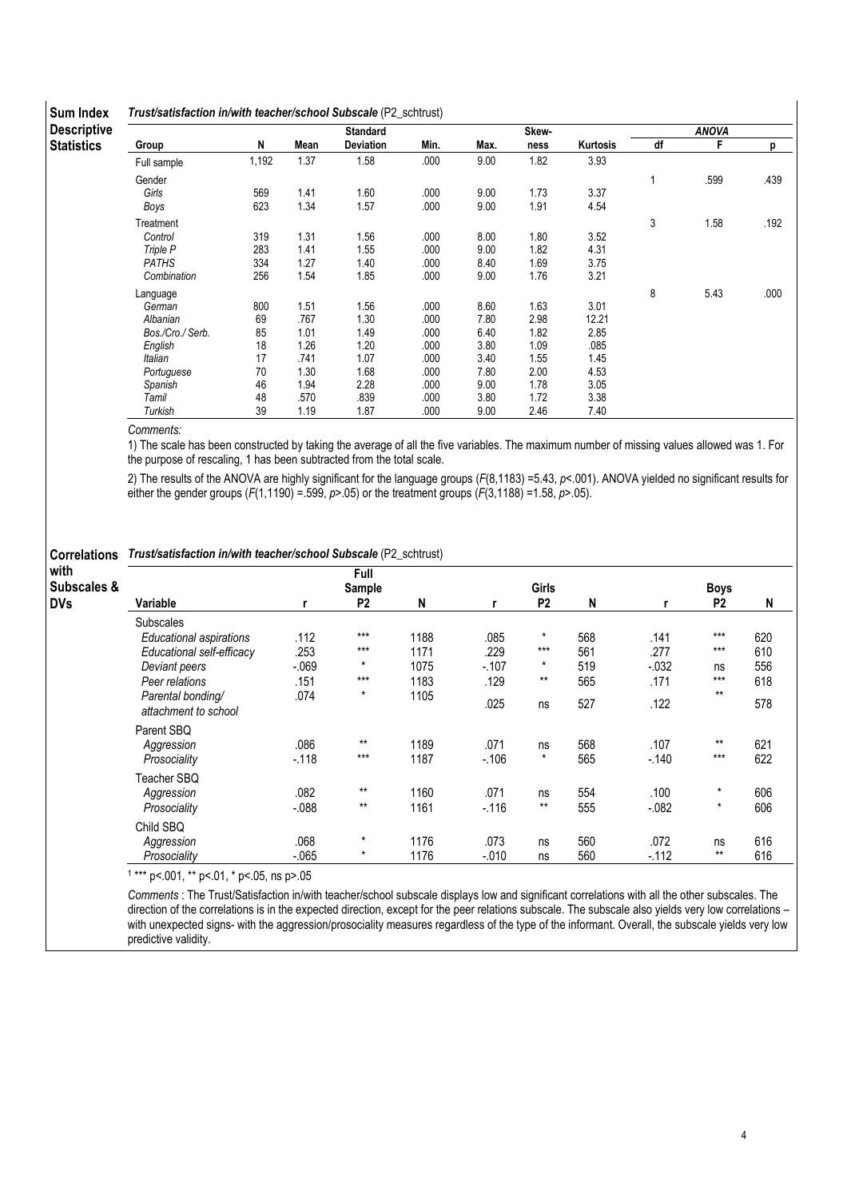**Sum Index Descriptive Statistics**

***Trust/satisfaction in/with teacher/school Subscale*** (P2_schtrust)

| Group | N | Mean | Standard Deviation | Min. | Max. | Skew-ness | Kurtosis | *ANOVA* df | F | p |
|---|---|---|---|---|---|---|---|---|---|---|
| Full sample | 1,192 | 1.37 | 1.58 | .000 | 9.00 | 1.82 | 3.93 | | | |
| Gender | | | | | | | | 1 | .599 | .439 |
| *Girls* | 569 | 1.41 | 1.60 | .000 | 9.00 | 1.73 | 3.37 | | | |
| *Boys* | 623 | 1.34 | 1.57 | .000 | 9.00 | 1.91 | 4.54 | | | |
| Treatment | | | | | | | | 3 | 1.58 | .192 |
| *Control* | 319 | 1.31 | 1.56 | .000 | 8.00 | 1.80 | 3.52 | | | |
| *Triple P* | 283 | 1.41 | 1.55 | .000 | 9.00 | 1.82 | 4.31 | | | |
| *PATHS* | 334 | 1.27 | 1.40 | .000 | 8.40 | 1.69 | 3.75 | | | |
| *Combination* | 256 | 1.54 | 1.85 | .000 | 9.00 | 1.76 | 3.21 | | | |
| Language | | | | | | | | 8 | 5.43 | .000 |
| *German* | 800 | 1.51 | 1.56 | .000 | 8.60 | 1.63 | 3.01 | | | |
| *Albanian* | 69 | .767 | 1.30 | .000 | 7.80 | 2.98 | 12.21 | | | |
| *Bos./Cro./ Serb.* | 85 | 1.01 | 1.49 | .000 | 6.40 | 1.82 | 2.85 | | | |
| *English* | 18 | 1.26 | 1.20 | .000 | 3.80 | 1.09 | .085 | | | |
| *Italian* | 17 | .741 | 1.07 | .000 | 3.40 | 1.55 | 1.45 | | | |
| *Portuguese* | 70 | 1.30 | 1.68 | .000 | 7.80 | 2.00 | 4.53 | | | |
| *Spanish* | 46 | 1.94 | 2.28 | .000 | 9.00 | 1.78 | 3.05 | | | |
| *Tamil* | 48 | .570 | .839 | .000 | 3.80 | 1.72 | 3.38 | | | |
| *Turkish* | 39 | 1.19 | 1.87 | .000 | 9.00 | 2.46 | 7.40 | | | |

*Comments:*

1) The scale has been constructed by taking the average of all the five variables. The maximum number of missing values allowed was 1. For the purpose of rescaling, 1 has been subtracted from the total scale.

2) The results of the ANOVA are highly significant for the language groups ($F(8,1183) = 5.43$, $p < .001$). ANOVA yielded no significant results for either the gender groups ($F(1,1190) = .599$, $p > .05$) or the treatment groups ($F(3,1188) = 1.58$, $p > .05$).

**Correlations with Subscales & DVs**

***Trust/satisfaction in/with teacher/school Subscale*** (P2_schtrust)

| Variable | Full Sample r | P2 | N | Girls r | P2 | N | Boys r | P2 | N |
|---|---|---|---|---|---|---|---|---|---|
| Subscales | | | | | | | | | |
| *Educational aspirations* | .112 | *** | 1188 | .085 | * | 568 | .141 | *** | 620 |
| *Educational self-efficacy* | .253 | *** | 1171 | .229 | *** | 561 | .277 | *** | 610 |
| *Deviant peers* | -.069 | * | 1075 | -.107 | * | 519 | -.032 | ns | 556 |
| *Peer relations* | .151 | *** | 1183 | .129 | ** | 565 | .171 | *** | 618 |
| *Parental bonding/ attachment to school* | .074 | * | 1105 | .025 | ns | 527 | .122 | ** | 578 |
| Parent SBQ | | | | | | | | | |
| *Aggression* | .086 | ** | 1189 | .071 | ns | 568 | .107 | ** | 621 |
| *Prosociality* | -.118 | *** | 1187 | -.106 | * | 565 | -.140 | *** | 622 |
| Teacher SBQ | | | | | | | | | |
| *Aggression* | .082 | ** | 1160 | .071 | ns | 554 | .100 | * | 606 |
| *Prosociality* | -.088 | ** | 1161 | -.116 | ** | 555 | -.082 | * | 606 |
| Child SBQ | | | | | | | | | |
| *Aggression* | .068 | * | 1176 | .073 | ns | 560 | .072 | ns | 616 |
| *Prosociality* | -.065 | * | 1176 | -.010 | ns | 560 | -.112 | ** | 616 |

[1] *** p<.001, ** p<.01, * p<.05, ns p>.05

*Comments* : The Trust/Satisfaction in/with teacher/school subscale displays low and significant correlations with all the other subscales. The direction of the correlations is in the expected direction, except for the peer relations subscale. The subscale also yields very low correlations – with unexpected signs- with the aggression/prosociality measures regardless of the type of the informant. Overall, the subscale yields very low predictive validity.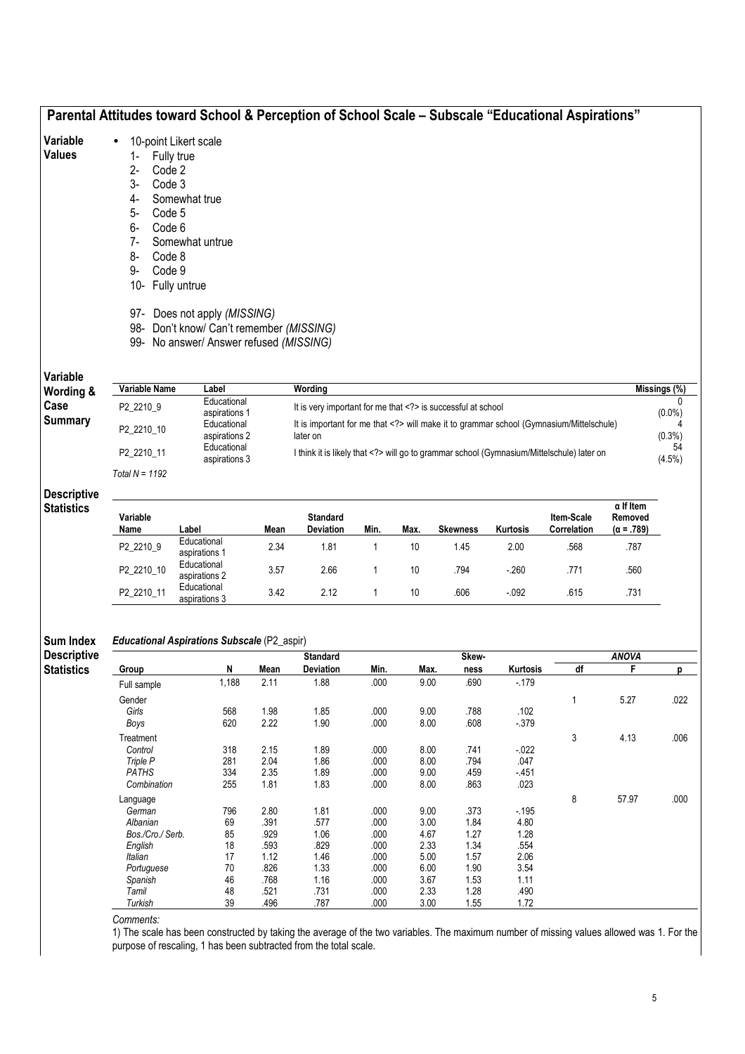# Parental Attitudes toward School & Perception of School Scale – Subscale "Educational Aspirations"

**Variable Values**

- 10-point Likert scale
  1- Fully true
  2- Code 2
  3- Code 3
  4- Somewhat true
  5- Code 5
  6- Code 6
  7- Somewhat untrue
  8- Code 8
  9- Code 9
  10- Fully untrue

  97- Does not apply *(MISSING)*
  98- Don't know/ Can't remember *(MISSING)*
  99- No answer/ Answer refused *(MISSING)*

**Variable Wording & Case Summary**

| Variable Name | Label | Wording | Missings (%) |
|---|---|---|---|
| P2_2210_9 | Educational aspirations 1 | It is very important for me that <?> is successful at school | 0 (0.0%) |
| P2_2210_10 | Educational aspirations 2 | It is important for me that <?> will make it to grammar school (Gymnasium/Mittelschule) later on | 4 (0.3%) |
| P2_2210_11 | Educational aspirations 3 | I think it is likely that <?> will go to grammar school (Gymnasium/Mittelschule) later on | 54 (4.5%) |

*Total N = 1192*

**Descriptive Statistics**

| Variable Name | Label | Mean | Standard Deviation | Min. | Max. | Skewness | Kurtosis | Item-Scale Correlation | α If Item Removed (α = .789) |
|---|---|---|---|---|---|---|---|---|---|
| P2_2210_9 | Educational aspirations 1 | 2.34 | 1.81 | 1 | 10 | 1.45 | 2.00 | .568 | .787 |
| P2_2210_10 | Educational aspirations 2 | 3.57 | 2.66 | 1 | 10 | .794 | -.260 | .771 | .560 |
| P2_2210_11 | Educational aspirations 3 | 3.42 | 2.12 | 1 | 10 | .606 | -.092 | .615 | .731 |

**Sum Index Descriptive Statistics**

***Educational Aspirations Subscale*** **(P2_aspir)**

| Group | N | Mean | Standard Deviation | Min. | Max. | Skew-ness | Kurtosis | ANOVA df | F | p |
|---|---|---|---|---|---|---|---|---|---|---|
| Full sample | 1,188 | 2.11 | 1.88 | .000 | 9.00 | .690 | -.179 | | | |
| Gender | | | | | | | | 1 | 5.27 | .022 |
| *Girls* | 568 | 1.98 | 1.85 | .000 | 9.00 | .788 | .102 | | | |
| *Boys* | 620 | 2.22 | 1.90 | .000 | 8.00 | .608 | -.379 | | | |
| Treatment | | | | | | | | 3 | 4.13 | .006 |
| *Control* | 318 | 2.15 | 1.89 | .000 | 8.00 | .741 | -.022 | | | |
| *Triple P* | 281 | 2.04 | 1.86 | .000 | 8.00 | .794 | .047 | | | |
| *PATHS* | 334 | 2.35 | 1.89 | .000 | 9.00 | .459 | -.451 | | | |
| *Combination* | 255 | 1.81 | 1.83 | .000 | 8.00 | .863 | .023 | | | |
| Language | | | | | | | | 8 | 57.97 | .000 |
| *German* | 796 | 2.80 | 1.81 | .000 | 9.00 | .373 | -.195 | | | |
| *Albanian* | 69 | .391 | .577 | .000 | 3.00 | 1.84 | 4.80 | | | |
| *Bos./Cro./ Serb.* | 85 | .929 | 1.06 | .000 | 4.67 | 1.27 | 1.28 | | | |
| *English* | 18 | .593 | .829 | .000 | 2.33 | 1.34 | .554 | | | |
| *Italian* | 17 | 1.12 | 1.46 | .000 | 5.00 | 1.57 | 2.06 | | | |
| *Portuguese* | 70 | .826 | 1.33 | .000 | 6.00 | 1.90 | 3.54 | | | |
| *Spanish* | 46 | .768 | 1.16 | .000 | 3.67 | 1.53 | 1.11 | | | |
| *Tamil* | 48 | .521 | .731 | .000 | 2.33 | 1.28 | .490 | | | |
| *Turkish* | 39 | .496 | .787 | .000 | 3.00 | 1.55 | 1.72 | | | |

*Comments:*

1) The scale has been constructed by taking the average of the two variables. The maximum number of missing values allowed was 1. For the purpose of rescaling, 1 has been subtracted from the total scale.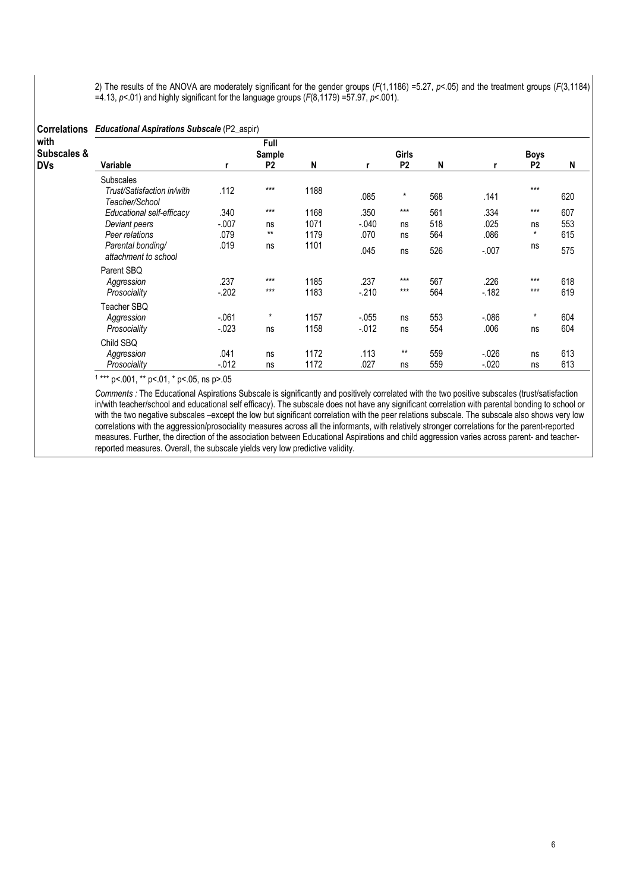2) The results of the ANOVA are moderately significant for the gender groups ($F(1,1186) = 5.27$, $p<.05$) and the treatment groups ($F(3,1184) = 4.13$, $p<.01$) and highly significant for the language groups ($F(8,1179) = 57.97$, $p<.001$).

**Correlations with Subscales & DVs**

***Educational Aspirations Subscale*** (P2_aspir)

| Variable | Full Sample r | P2 | N | Girls r | P2 | N | Boys r | P2 | N |
|---|---|---|---|---|---|---|---|---|---|
| Subscales | | | | | | | | | |
| *Trust/Satisfaction in/with Teacher/School* | .112 | *** | 1188 | .085 | * | 568 | .141 | *** | 620 |
| *Educational self-efficacy* | .340 | *** | 1168 | .350 | *** | 561 | .334 | *** | 607 |
| *Deviant peers* | -.007 | ns | 1071 | -.040 | ns | 518 | .025 | ns | 553 |
| *Peer relations* | .079 | ** | 1179 | .070 | ns | 564 | .086 | * | 615 |
| *Parental bonding/ attachment to school* | .019 | ns | 1101 | .045 | ns | 526 | -.007 | ns | 575 |
| Parent SBQ | | | | | | | | | |
| *Aggression* | .237 | *** | 1185 | .237 | *** | 567 | .226 | *** | 618 |
| *Prosociality* | -.202 | *** | 1183 | -.210 | *** | 564 | -.182 | *** | 619 |
| Teacher SBQ | | | | | | | | | |
| *Aggression* | -.061 | * | 1157 | -.055 | ns | 553 | -.086 | * | 604 |
| *Prosociality* | -.023 | ns | 1158 | -.012 | ns | 554 | .006 | ns | 604 |
| Child SBQ | | | | | | | | | |
| *Aggression* | .041 | ns | 1172 | .113 | ** | 559 | -.026 | ns | 613 |
| *Prosociality* | -.012 | ns | 1172 | .027 | ns | 559 | -.020 | ns | 613 |

[1] *** p<.001, ** p<.01, * p<.05, ns p>.05

*Comments :* The Educational Aspirations Subscale is significantly and positively correlated with the two positive subscales (trust/satisfaction in/with teacher/school and educational self efficacy). The subscale does not have any significant correlation with parental bonding to school or with the two negative subscales –except the low but significant correlation with the peer relations subscale. The subscale also shows very low correlations with the aggression/prosociality measures across all the informants, with relatively stronger correlations for the parent-reported measures. Further, the direction of the association between Educational Aspirations and child aggression varies across parent- and teacher-reported measures. Overall, the subscale yields very low predictive validity.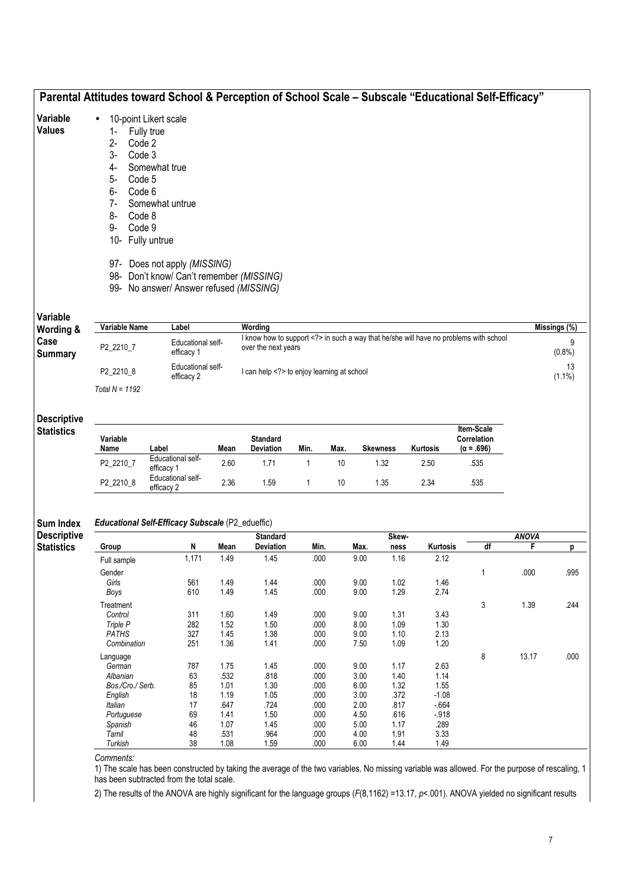## Parental Attitudes toward School & Perception of School Scale – Subscale "Educational Self-Efficacy"

**Variable Values**

- 10-point Likert scale
  1- Fully true
  2- Code 2
  3- Code 3
  4- Somewhat true
  5- Code 5
  6- Code 6
  7- Somewhat untrue
  8- Code 8
  9- Code 9
  10- Fully untrue

  97- Does not apply *(MISSING)*
  98- Don't know/ Can't remember *(MISSING)*
  99- No answer/ Answer refused *(MISSING)*

**Variable Wording & Case Summary**

| Variable Name | Label | Wording | Missings (%) |
|---|---|---|---|
| P2_2210_7 | Educational self-efficacy 1 | I know how to support <?> in such a way that he/she will have no problems with school over the next years | 9 (0.8%) |
| P2_2210_8 | Educational self-efficacy 2 | I can help <?> to enjoy learning at school | 13 (1.1%) |

*Total N = 1192*

**Descriptive Statistics**

| Variable Name | Label | Mean | Standard Deviation | Min. | Max. | Skewness | Kurtosis | Item-Scale Correlation (α = .696) |
|---|---|---|---|---|---|---|---|---|
| P2_2210_7 | Educational self-efficacy 1 | 2.60 | 1.71 | 1 | 10 | 1.32 | 2.50 | .535 |
| P2_2210_8 | Educational self-efficacy 2 | 2.36 | 1.59 | 1 | 10 | 1.35 | 2.34 | .535 |

**Sum Index Descriptive Statistics**

***Educational Self-Efficacy Subscale*** (P2_edueffic)

| Group | N | Mean | Standard Deviation | Min. | Max. | Skew-ness | Kurtosis | ANOVA df | ANOVA F | ANOVA p |
|---|---|---|---|---|---|---|---|---|---|---|
| Full sample | 1,171 | 1.49 | 1.45 | .000 | 9.00 | 1.16 | 2.12 | | | |
| Gender | | | | | | | | 1 | .000 | .995 |
| *Girls* | 561 | 1.49 | 1.44 | .000 | 9.00 | 1.02 | 1.46 | | | |
| *Boys* | 610 | 1.49 | 1.45 | .000 | 9.00 | 1.29 | 2.74 | | | |
| Treatment | | | | | | | | 3 | 1.39 | .244 |
| *Control* | 311 | 1.60 | 1.49 | .000 | 9.00 | 1.31 | 3.43 | | | |
| *Triple P* | 282 | 1.52 | 1.50 | .000 | 8.00 | 1.09 | 1.30 | | | |
| *PATHS* | 327 | 1.45 | 1.38 | .000 | 9.00 | 1.10 | 2.13 | | | |
| *Combination* | 251 | 1.36 | 1.41 | .000 | 7.50 | 1.09 | 1.20 | | | |
| Language | | | | | | | | 8 | 13.17 | .000 |
| *German* | 787 | 1.75 | 1.45 | .000 | 9.00 | 1.17 | 2.63 | | | |
| *Albanian* | 63 | .532 | .818 | .000 | 3.00 | 1.40 | 1.14 | | | |
| *Bos./Cro./ Serb.* | 85 | 1.01 | 1.30 | .000 | 6.00 | 1.32 | 1.55 | | | |
| *English* | 18 | 1.19 | 1.05 | .000 | 3.00 | .372 | -1.08 | | | |
| *Italian* | 17 | .647 | .724 | .000 | 2.00 | .817 | -.664 | | | |
| *Portuguese* | 69 | 1.41 | 1.50 | .000 | 4.50 | .616 | -.918 | | | |
| *Spanish* | 46 | 1.07 | 1.45 | .000 | 5.00 | 1.17 | .289 | | | |
| *Tamil* | 48 | .531 | .964 | .000 | 4.00 | 1.91 | 3.33 | | | |
| *Turkish* | 38 | 1.08 | 1.59 | .000 | 6.00 | 1.44 | 1.49 | | | |

*Comments:*

1) The scale has been constructed by taking the average of the two variables. No missing variable was allowed. For the purpose of rescaling, 1 has been subtracted from the total scale.

2) The results of the ANOVA are highly significant for the language groups ($F(8,1162) = 13.17$, $p < .001$). ANOVA yielded no significant results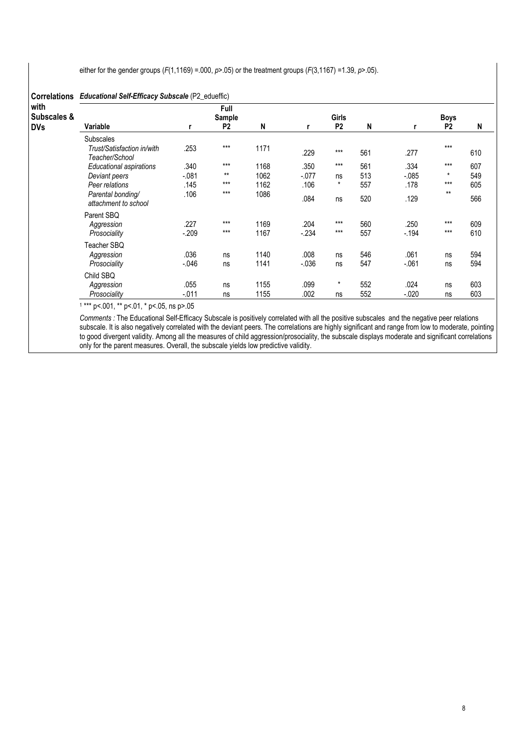either for the gender groups ($F(1,1169)$ =.000, $p$>.05) or the treatment groups ($F(3,1167)$ =1.39, $p$>.05).

**Correlations with Subscales & DVs**

***Educational Self-Efficacy Subscale*** (P2_edueffic)

| Variable | Full Sample r | P2 | N | Girls r | P2 | N | Boys r | P2 | N |
|---|---|---|---|---|---|---|---|---|---|
| Subscales | | | | | | | | | |
| *Trust/Satisfaction in/with Teacher/School* | .253 | *** | 1171 | .229 | *** | 561 | .277 | *** | 610 |
| *Educational aspirations* | .340 | *** | 1168 | .350 | *** | 561 | .334 | *** | 607 |
| *Deviant peers* | -.081 | ** | 1062 | -.077 | ns | 513 | -.085 | * | 549 |
| *Peer relations* | .145 | *** | 1162 | .106 | * | 557 | .178 | *** | 605 |
| *Parental bonding/ attachment to school* | .106 | *** | 1086 | .084 | ns | 520 | .129 | ** | 566 |
| Parent SBQ | | | | | | | | | |
| *Aggression* | .227 | *** | 1169 | .204 | *** | 560 | .250 | *** | 609 |
| *Prosociality* | -.209 | *** | 1167 | -.234 | *** | 557 | -.194 | *** | 610 |
| Teacher SBQ | | | | | | | | | |
| *Aggression* | .036 | ns | 1140 | .008 | ns | 546 | .061 | ns | 594 |
| *Prosociality* | -.046 | ns | 1141 | -.036 | ns | 547 | -.061 | ns | 594 |
| Child SBQ | | | | | | | | | |
| *Aggression* | .055 | ns | 1155 | .099 | * | 552 | .024 | ns | 603 |
| *Prosociality* | -.011 | ns | 1155 | .002 | ns | 552 | -.020 | ns | 603 |

[1] *** p<.001, ** p<.01, * p<.05, ns p>.05

*Comments :* The Educational Self-Efficacy Subscale is positively correlated with all the positive subscales and the negative peer relations subscale. It is also negatively correlated with the deviant peers. The correlations are highly significant and range from low to moderate, pointing to good divergent validity. Among all the measures of child aggression/prosociality, the subscale displays moderate and significant correlations only for the parent measures. Overall, the subscale yields low predictive validity.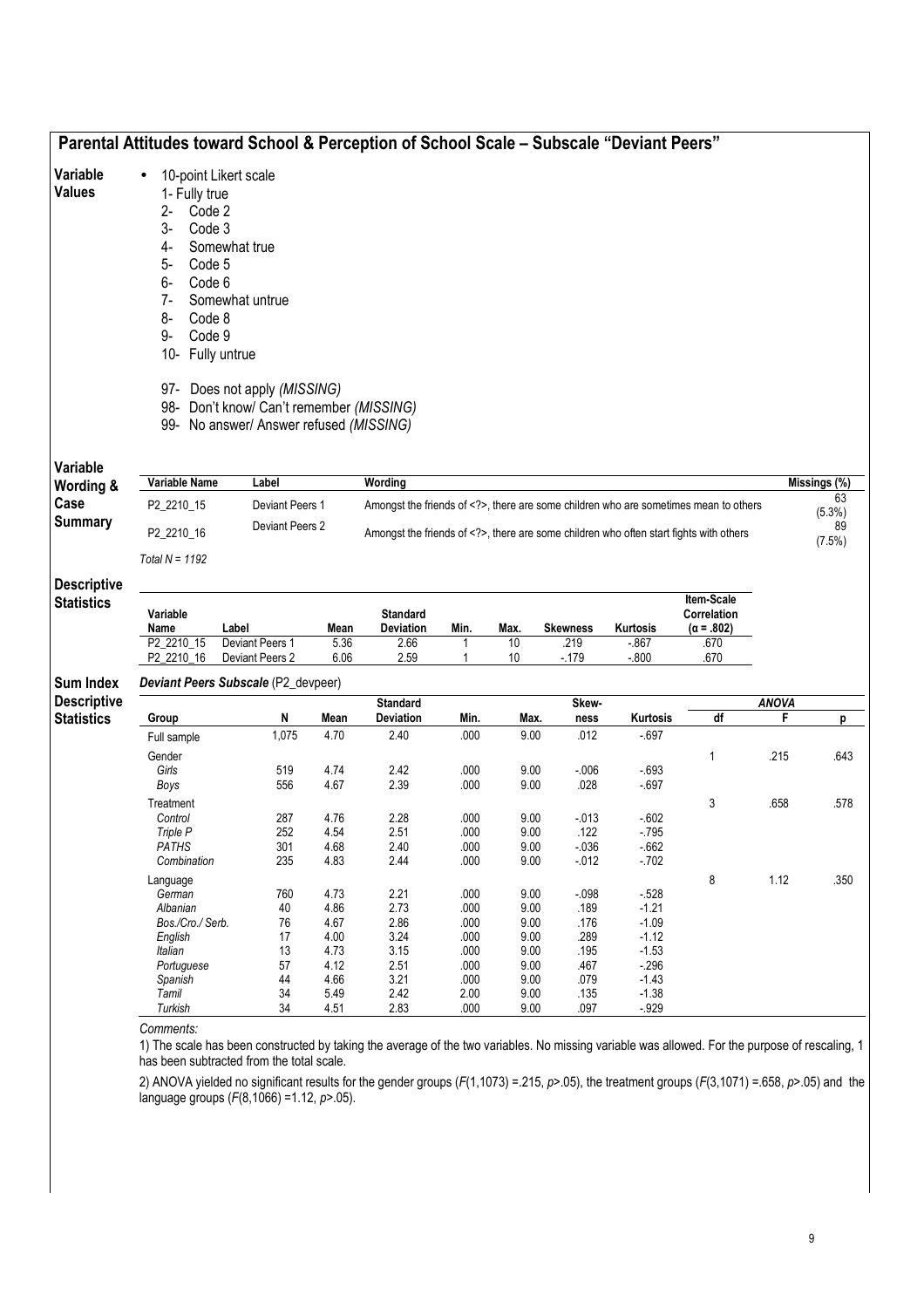## Parental Attitudes toward School & Perception of School Scale – Subscale "Deviant Peers"

**Variable Values**

- 10-point Likert scale
  - 1- Fully true
  - 2- Code 2
  - 3- Code 3
  - 4- Somewhat true
  - 5- Code 5
  - 6- Code 6
  - 7- Somewhat untrue
  - 8- Code 8
  - 9- Code 9
  - 10- Fully untrue

  - 97- Does not apply *(MISSING)*
  - 98- Don't know/ Can't remember *(MISSING)*
  - 99- No answer/ Answer refused *(MISSING)*

**Variable Wording & Case Summary**

| Variable Name | Label | Wording | Missings (%) |
|---|---|---|---|
| P2_2210_15 | Deviant Peers 1 | Amongst the friends of <?>, there are some children who are sometimes mean to others | 63 (5.3%) |
| P2_2210_16 | Deviant Peers 2 | Amongst the friends of <?>, there are some children who often start fights with others | 89 (7.5%) |

*Total N = 1192*

**Descriptive Statistics**

| Variable Name | Label | Mean | Standard Deviation | Min. | Max. | Skewness | Kurtosis | Item-Scale Correlation (α = .802) |
|---|---|---|---|---|---|---|---|---|
| P2_2210_15 | Deviant Peers 1 | 5.36 | 2.66 | 1 | 10 | .219 | -.867 | .670 |
| P2_2210_16 | Deviant Peers 2 | 6.06 | 2.59 | 1 | 10 | -.179 | -.800 | .670 |

**Sum Index Descriptive Statistics**

*Deviant Peers Subscale (P2_devpeer)*

| Group | N | Mean | Standard Deviation | Min. | Max. | Skew-ness | Kurtosis | ANOVA df | F | p |
|---|---|---|---|---|---|---|---|---|---|---|
| Full sample | 1,075 | 4.70 | 2.40 | .000 | 9.00 | .012 | -.697 | | | |
| Gender | | | | | | | | 1 | .215 | .643 |
| *Girls* | 519 | 4.74 | 2.42 | .000 | 9.00 | -.006 | -.693 | | | |
| *Boys* | 556 | 4.67 | 2.39 | .000 | 9.00 | .028 | -.697 | | | |
| Treatment | | | | | | | | 3 | .658 | .578 |
| *Control* | 287 | 4.76 | 2.28 | .000 | 9.00 | -.013 | -.602 | | | |
| *Triple P* | 252 | 4.54 | 2.51 | .000 | 9.00 | .122 | -.795 | | | |
| *PATHS* | 301 | 4.68 | 2.40 | .000 | 9.00 | -.036 | -.662 | | | |
| *Combination* | 235 | 4.83 | 2.44 | .000 | 9.00 | -.012 | -.702 | | | |
| Language | | | | | | | | 8 | 1.12 | .350 |
| *German* | 760 | 4.73 | 2.21 | .000 | 9.00 | -.098 | -.528 | | | |
| *Albanian* | 40 | 4.86 | 2.73 | .000 | 9.00 | .189 | -1.21 | | | |
| *Bos./Cro./ Serb.* | 76 | 4.67 | 2.86 | .000 | 9.00 | .176 | -1.09 | | | |
| *English* | 17 | 4.00 | 3.24 | .000 | 9.00 | .289 | -1.12 | | | |
| *Italian* | 13 | 4.73 | 3.15 | .000 | 9.00 | .195 | -1.53 | | | |
| *Portuguese* | 57 | 4.12 | 2.51 | .000 | 9.00 | .467 | -.296 | | | |
| *Spanish* | 44 | 4.66 | 3.21 | .000 | 9.00 | .079 | -1.43 | | | |
| *Tamil* | 34 | 5.49 | 2.42 | 2.00 | 9.00 | .135 | -1.38 | | | |
| *Turkish* | 34 | 4.51 | 2.83 | .000 | 9.00 | .097 | -.929 | | | |

*Comments:*

1) The scale has been constructed by taking the average of the two variables. No missing variable was allowed. For the purpose of rescaling, 1 has been subtracted from the total scale.

2) ANOVA yielded no significant results for the gender groups ($F(1,1073) = .215$, $p > .05$), the treatment groups ($F(3,1071) = .658$, $p > .05$) and the language groups ($F(8,1066) = 1.12$, $p > .05$).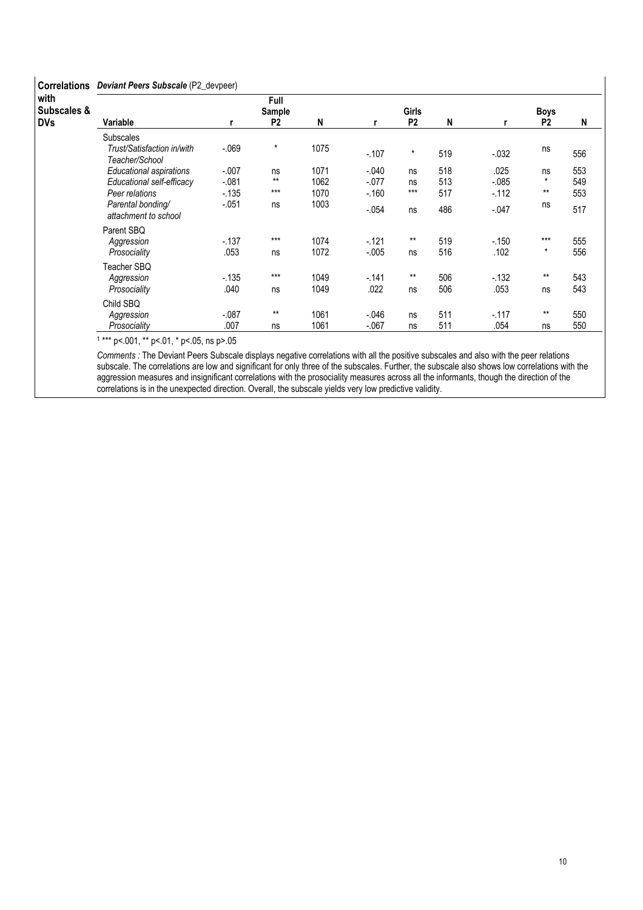**Correlations with Subscales & DVs** — ***Deviant Peers Subscale*** (P2_devpeer)

| Variable | Full Sample r | Full Sample P2 | Full Sample N | Girls r | Girls P2 | Girls N | Boys r | Boys P2 | Boys N |
|---|---|---|---|---|---|---|---|---|---|
| Subscales | | | | | | | | | |
| *Trust/Satisfaction in/with Teacher/School* | -.069 | * | 1075 | -.107 | * | 519 | -.032 | ns | 556 |
| *Educational aspirations* | -.007 | ns | 1071 | -.040 | ns | 518 | .025 | ns | 553 |
| *Educational self-efficacy* | -.081 | ** | 1062 | -.077 | ns | 513 | -.085 | * | 549 |
| *Peer relations* | -.135 | *** | 1070 | -.160 | *** | 517 | -.112 | ** | 553 |
| *Parental bonding/ attachment to school* | -.051 | ns | 1003 | -.054 | ns | 486 | -.047 | ns | 517 |
| Parent SBQ | | | | | | | | | |
| *Aggression* | -.137 | *** | 1074 | -.121 | ** | 519 | -.150 | *** | 555 |
| *Prosociality* | .053 | ns | 1072 | -.005 | ns | 516 | .102 | * | 556 |
| Teacher SBQ | | | | | | | | | |
| *Aggression* | -.135 | *** | 1049 | -.141 | ** | 506 | -.132 | ** | 543 |
| *Prosociality* | .040 | ns | 1049 | .022 | ns | 506 | .053 | ns | 543 |
| Child SBQ | | | | | | | | | |
| *Aggression* | -.087 | ** | 1061 | -.046 | ns | 511 | -.117 | ** | 550 |
| *Prosociality* | .007 | ns | 1061 | -.067 | ns | 511 | .054 | ns | 550 |

[1] *** p<.001, ** p<.01, * p<.05, ns p>.05

*Comments :* The Deviant Peers Subscale displays negative correlations with all the positive subscales and also with the peer relations subscale. The correlations are low and significant for only three of the subscales. Further, the subscale also shows low correlations with the aggression measures and insignificant correlations with the prosociality measures across all the informants, though the direction of the correlations is in the unexpected direction. Overall, the subscale yields very low predictive validity.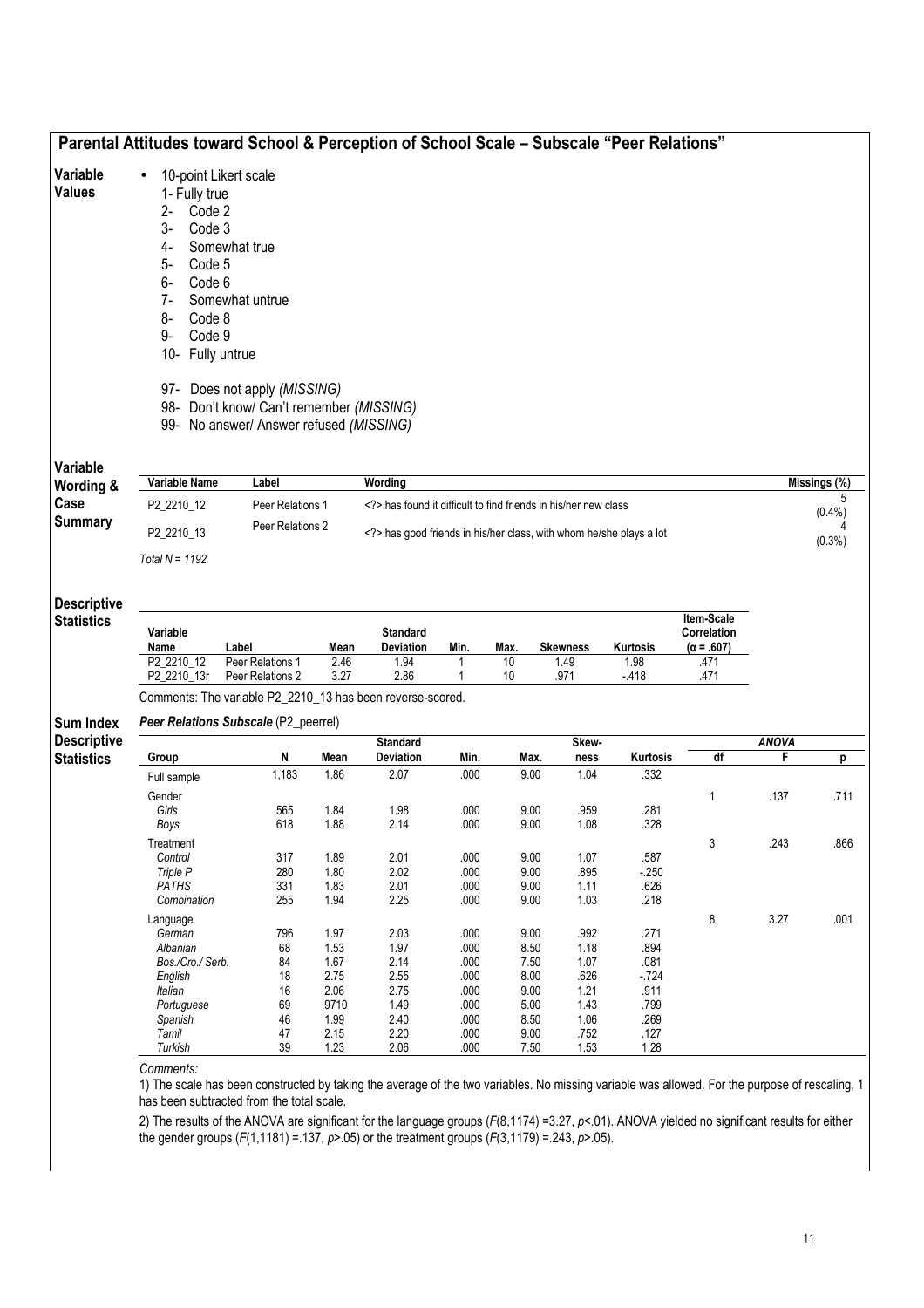## Parental Attitudes toward School & Perception of School Scale – Subscale "Peer Relations"

**Variable Values**

- 10-point Likert scale
  - 1- Fully true
  - 2- Code 2
  - 3- Code 3
  - 4- Somewhat true
  - 5- Code 5
  - 6- Code 6
  - 7- Somewhat untrue
  - 8- Code 8
  - 9- Code 9
  - 10- Fully untrue

  - 97- Does not apply *(MISSING)*
  - 98- Don't know/ Can't remember *(MISSING)*
  - 99- No answer/ Answer refused *(MISSING)*

**Variable Wording & Case Summary**

| Variable Name | Label | Wording | Missings (%) |
|---|---|---|---|
| P2_2210_12 | Peer Relations 1 | <?> has found it difficult to find friends in his/her new class | 5 (0.4%) |
| P2_2210_13 | Peer Relations 2 | <?> has good friends in his/her class, with whom he/she plays a lot | 4 (0.3%) |

*Total N = 1192*

**Descriptive Statistics**

| Variable Name | Label | Mean | Standard Deviation | Min. | Max. | Skewness | Kurtosis | Item-Scale Correlation (α = .607) |
|---|---|---|---|---|---|---|---|---|
| P2_2210_12 | Peer Relations 1 | 2.46 | 1.94 | 1 | 10 | 1.49 | 1.98 | .471 |
| P2_2210_13r | Peer Relations 2 | 3.27 | 2.86 | 1 | 10 | .971 | -.418 | .471 |

Comments: The variable P2_2210_13 has been reverse-scored.

**Sum Index Descriptive Statistics**

***Peer Relations Subscale*** (P2_peerrel)

| Group | N | Mean | Standard Deviation | Min. | Max. | Skew-ness | Kurtosis | ANOVA df | ANOVA F | ANOVA p |
|---|---|---|---|---|---|---|---|---|---|---|
| Full sample | 1,183 | 1.86 | 2.07 | .000 | 9.00 | 1.04 | .332 | | | |
| Gender | | | | | | | | 1 | .137 | .711 |
| *Girls* | 565 | 1.84 | 1.98 | .000 | 9.00 | .959 | .281 | | | |
| *Boys* | 618 | 1.88 | 2.14 | .000 | 9.00 | 1.08 | .328 | | | |
| Treatment | | | | | | | | 3 | .243 | .866 |
| *Control* | 317 | 1.89 | 2.01 | .000 | 9.00 | 1.07 | .587 | | | |
| *Triple P* | 280 | 1.80 | 2.02 | .000 | 9.00 | .895 | -.250 | | | |
| *PATHS* | 331 | 1.83 | 2.01 | .000 | 9.00 | 1.11 | .626 | | | |
| *Combination* | 255 | 1.94 | 2.25 | .000 | 9.00 | 1.03 | .218 | | | |
| Language | | | | | | | | 8 | 3.27 | .001 |
| *German* | 796 | 1.97 | 2.03 | .000 | 9.00 | .992 | .271 | | | |
| *Albanian* | 68 | 1.53 | 1.97 | .000 | 8.50 | 1.18 | .894 | | | |
| *Bos./Cro./ Serb.* | 84 | 1.67 | 2.14 | .000 | 7.50 | 1.07 | .081 | | | |
| *English* | 18 | 2.75 | 2.55 | .000 | 8.00 | .626 | -.724 | | | |
| *Italian* | 16 | 2.06 | 2.75 | .000 | 9.00 | 1.21 | .911 | | | |
| *Portuguese* | 69 | .9710 | 1.49 | .000 | 5.00 | 1.43 | .799 | | | |
| *Spanish* | 46 | 1.99 | 2.40 | .000 | 8.50 | 1.06 | .269 | | | |
| *Tamil* | 47 | 2.15 | 2.20 | .000 | 9.00 | .752 | .127 | | | |
| *Turkish* | 39 | 1.23 | 2.06 | .000 | 7.50 | 1.53 | 1.28 | | | |

*Comments:*

1) The scale has been constructed by taking the average of the two variables. No missing variable was allowed. For the purpose of rescaling, 1 has been subtracted from the total scale.

2) The results of the ANOVA are significant for the language groups ($F(8,1174) = 3.27$, $p < .01$). ANOVA yielded no significant results for either the gender groups ($F(1,1181) = .137$, $p > .05$) or the treatment groups ($F(3,1179) = .243$, $p > .05$).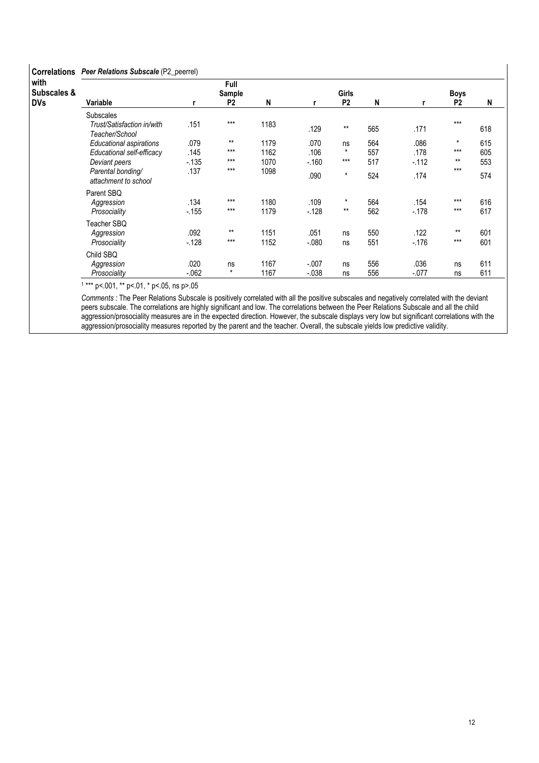**Correlations with Subscales & DVs** — ***Peer Relations Subscale*** **(P2_peerrel)**

| Variable | Full Sample r | Full Sample P2 | Full Sample N | Girls r | Girls P2 | Girls N | Boys r | Boys P2 | Boys N |
|---|---|---|---|---|---|---|---|---|---|
| Subscales | | | | | | | | | |
| *Trust/Satisfaction in/with Teacher/School* | .151 | *** | 1183 | .129 | ** | 565 | .171 | *** | 618 |
| *Educational aspirations* | .079 | ** | 1179 | .070 | ns | 564 | .086 | * | 615 |
| *Educational self-efficacy* | .145 | *** | 1162 | .106 | * | 557 | .178 | *** | 605 |
| *Deviant peers* | -.135 | *** | 1070 | -.160 | *** | 517 | -.112 | ** | 553 |
| *Parental bonding/ attachment to school* | .137 | *** | 1098 | .090 | * | 524 | .174 | *** | 574 |
| Parent SBQ | | | | | | | | | |
| *Aggression* | .134 | *** | 1180 | .109 | * | 564 | .154 | *** | 616 |
| *Prosociality* | -.155 | *** | 1179 | -.128 | ** | 562 | -.178 | *** | 617 |
| Teacher SBQ | | | | | | | | | |
| *Aggression* | .092 | ** | 1151 | .051 | ns | 550 | .122 | ** | 601 |
| *Prosociality* | -.128 | *** | 1152 | -.080 | ns | 551 | -.176 | *** | 601 |
| Child SBQ | | | | | | | | | |
| *Aggression* | .020 | ns | 1167 | -.007 | ns | 556 | .036 | ns | 611 |
| *Prosociality* | -.062 | * | 1167 | -.038 | ns | 556 | -.077 | ns | 611 |

[1] *** p<.001, ** p<.01, * p<.05, ns p>.05

*Comments :* The Peer Relations Subscale is positively correlated with all the positive subscales and negatively correlated with the deviant peers subscale. The correlations are highly significant and low. The correlations between the Peer Relations Subscale and all the child aggression/prosociality measures are in the expected direction. However, the subscale displays very low but significant correlations with the aggression/prosociality measures reported by the parent and the teacher. Overall, the subscale yields low predictive validity.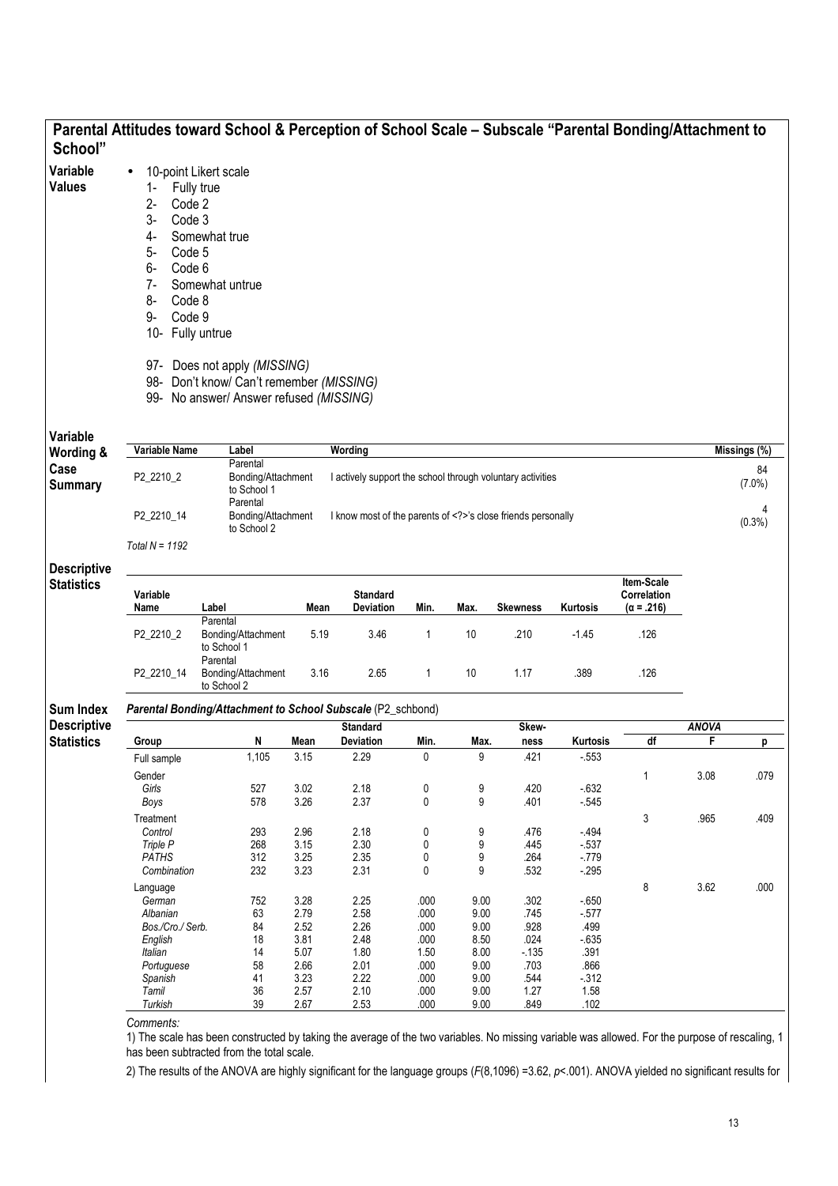## Parental Attitudes toward School & Perception of School Scale – Subscale "Parental Bonding/Attachment to School"

**Variable Values**

- 10-point Likert scale
  1- Fully true
  2- Code 2
  3- Code 3
  4- Somewhat true
  5- Code 5
  6- Code 6
  7- Somewhat untrue
  8- Code 8
  9- Code 9
  10- Fully untrue

  97- Does not apply *(MISSING)*
  98- Don't know/ Can't remember *(MISSING)*
  99- No answer/ Answer refused *(MISSING)*

**Variable Wording & Case Summary**

| Variable Name | Label | Wording | Missings (%) |
|---|---|---|---|
| P2_2210_2 | Parental Bonding/Attachment to School 1 | I actively support the school through voluntary activities | 84 (7.0%) |
| P2_2210_14 | Parental Bonding/Attachment to School 2 | I know most of the parents of <?>'s close friends personally | 4 (0.3%) |

*Total N = 1192*

**Descriptive Statistics**

| Variable Name | Label | Mean | Standard Deviation | Min. | Max. | Skewness | Kurtosis | Item-Scale Correlation (α = .216) |
|---|---|---|---|---|---|---|---|---|
| P2_2210_2 | Parental Bonding/Attachment to School 1 | 5.19 | 3.46 | 1 | 10 | .210 | -1.45 | .126 |
| P2_2210_14 | Parental Bonding/Attachment to School 2 | 3.16 | 2.65 | 1 | 10 | 1.17 | .389 | .126 |

**Sum Index Descriptive Statistics**

***Parental Bonding/Attachment to School Subscale*** *(P2_schbond)*

| Group | N | Mean | Standard Deviation | Min. | Max. | Skew-ness | Kurtosis | ANOVA df | ANOVA F | ANOVA p |
|---|---|---|---|---|---|---|---|---|---|---|
| Full sample | 1,105 | 3.15 | 2.29 | 0 | 9 | .421 | -.553 | | | |
| Gender | | | | | | | | 1 | 3.08 | .079 |
| *Girls* | 527 | 3.02 | 2.18 | 0 | 9 | .420 | -.632 | | | |
| *Boys* | 578 | 3.26 | 2.37 | 0 | 9 | .401 | -.545 | | | |
| Treatment | | | | | | | | 3 | .965 | .409 |
| *Control* | 293 | 2.96 | 2.18 | 0 | 9 | .476 | -.494 | | | |
| *Triple P* | 268 | 3.15 | 2.30 | 0 | 9 | .445 | -.537 | | | |
| *PATHS* | 312 | 3.25 | 2.35 | 0 | 9 | .264 | -.779 | | | |
| *Combination* | 232 | 3.23 | 2.31 | 0 | 9 | .532 | -.295 | | | |
| Language | | | | | | | | 8 | 3.62 | .000 |
| *German* | 752 | 3.28 | 2.25 | .000 | 9.00 | .302 | -.650 | | | |
| *Albanian* | 63 | 2.79 | 2.58 | .000 | 9.00 | .745 | -.577 | | | |
| *Bos./Cro./ Serb.* | 84 | 2.52 | 2.26 | .000 | 9.00 | .928 | .499 | | | |
| *English* | 18 | 3.81 | 2.48 | .000 | 8.50 | .024 | -.635 | | | |
| *Italian* | 14 | 5.07 | 1.80 | 1.50 | 8.00 | -.135 | .391 | | | |
| *Portuguese* | 58 | 2.66 | 2.01 | .000 | 9.00 | .703 | .866 | | | |
| *Spanish* | 41 | 3.23 | 2.22 | .000 | 9.00 | .544 | -.312 | | | |
| *Tamil* | 36 | 2.57 | 2.10 | .000 | 9.00 | 1.27 | 1.58 | | | |
| *Turkish* | 39 | 2.67 | 2.53 | .000 | 9.00 | .849 | .102 | | | |

*Comments:*

1) The scale has been constructed by taking the average of the two variables. No missing variable was allowed. For the purpose of rescaling, 1 has been subtracted from the total scale.

2) The results of the ANOVA are highly significant for the language groups ($F(8,1096) = 3.62$, $p < .001$). ANOVA yielded no significant results for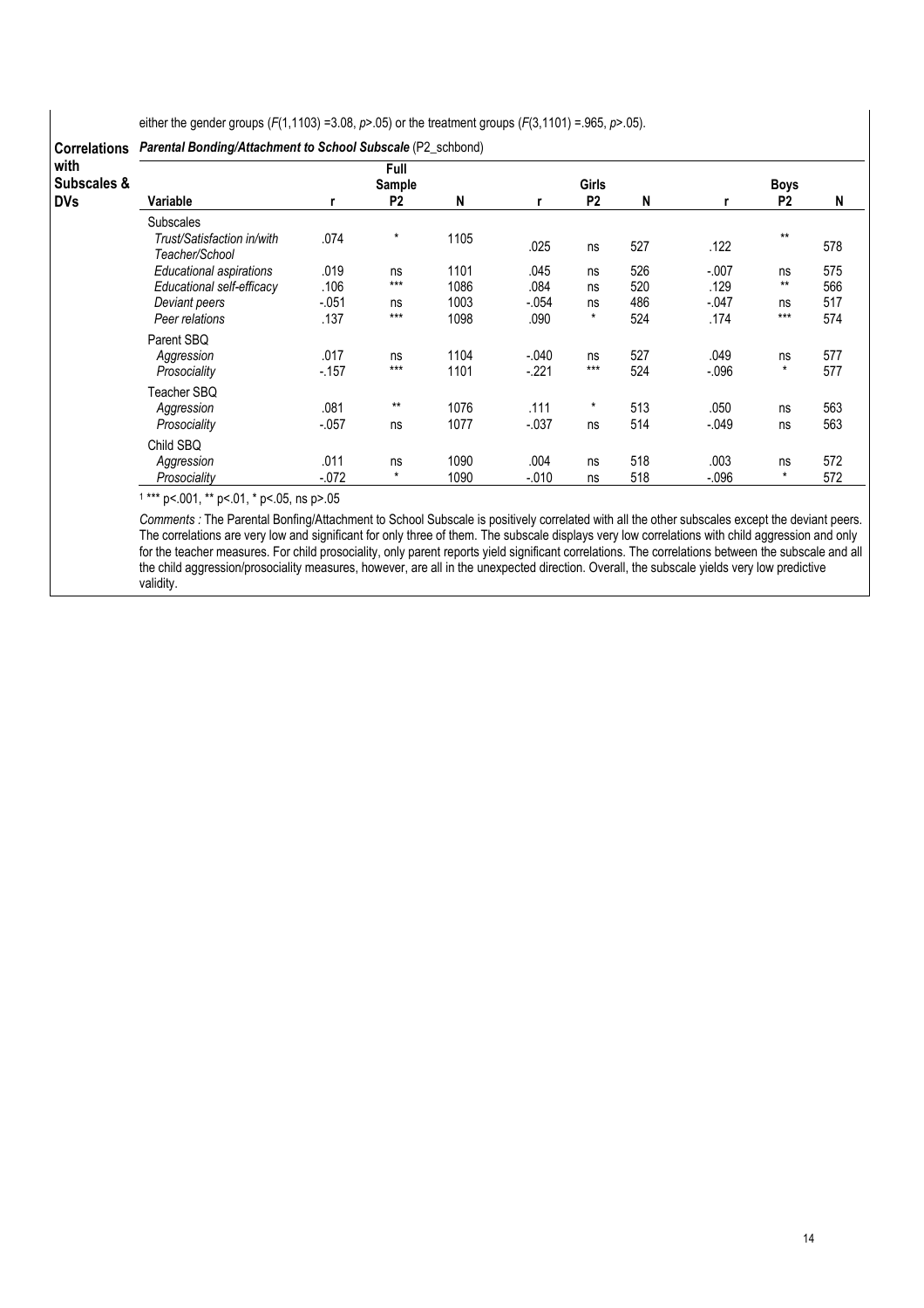either the gender groups ($F(1,1103)$ =3.08, $p$>.05) or the treatment groups ($F(3,1101)$ =.965, $p$>.05).

**Correlations with Subscales & DVs**

***Parental Bonding/Attachment to School Subscale*** (P2_schbond)

| Variable | Full Sample r | Full Sample P2 | Full Sample N | Girls r | Girls P2 | Girls N | Boys r | Boys P2 | Boys N |
|---|---|---|---|---|---|---|---|---|---|
| Subscales | | | | | | | | | |
| *Trust/Satisfaction in/with Teacher/School* | .074 | * | 1105 | .025 | ns | 527 | .122 | ** | 578 |
| *Educational aspirations* | .019 | ns | 1101 | .045 | ns | 526 | -.007 | ns | 575 |
| *Educational self-efficacy* | .106 | *** | 1086 | .084 | ns | 520 | .129 | ** | 566 |
| *Deviant peers* | -.051 | ns | 1003 | -.054 | ns | 486 | -.047 | ns | 517 |
| *Peer relations* | .137 | *** | 1098 | .090 | * | 524 | .174 | *** | 574 |
| Parent SBQ | | | | | | | | | |
| *Aggression* | .017 | ns | 1104 | -.040 | ns | 527 | .049 | ns | 577 |
| *Prosociality* | -.157 | *** | 1101 | -.221 | *** | 524 | -.096 | * | 577 |
| Teacher SBQ | | | | | | | | | |
| *Aggression* | .081 | ** | 1076 | .111 | * | 513 | .050 | ns | 563 |
| *Prosociality* | -.057 | ns | 1077 | -.037 | ns | 514 | -.049 | ns | 563 |
| Child SBQ | | | | | | | | | |
| *Aggression* | .011 | ns | 1090 | .004 | ns | 518 | .003 | ns | 572 |
| *Prosociality* | -.072 | * | 1090 | -.010 | ns | 518 | -.096 | * | 572 |

[1] *** p<.001, ** p<.01, * p<.05, ns p>.05

*Comments :* The Parental Bonfing/Attachment to School Subscale is positively correlated with all the other subscales except the deviant peers. The correlations are very low and significant for only three of them. The subscale displays very low correlations with child aggression and only for the teacher measures. For child prosociality, only parent reports yield significant correlations. The correlations between the subscale and all the child aggression/prosociality measures, however, are all in the unexpected direction. Overall, the subscale yields very low predictive validity.